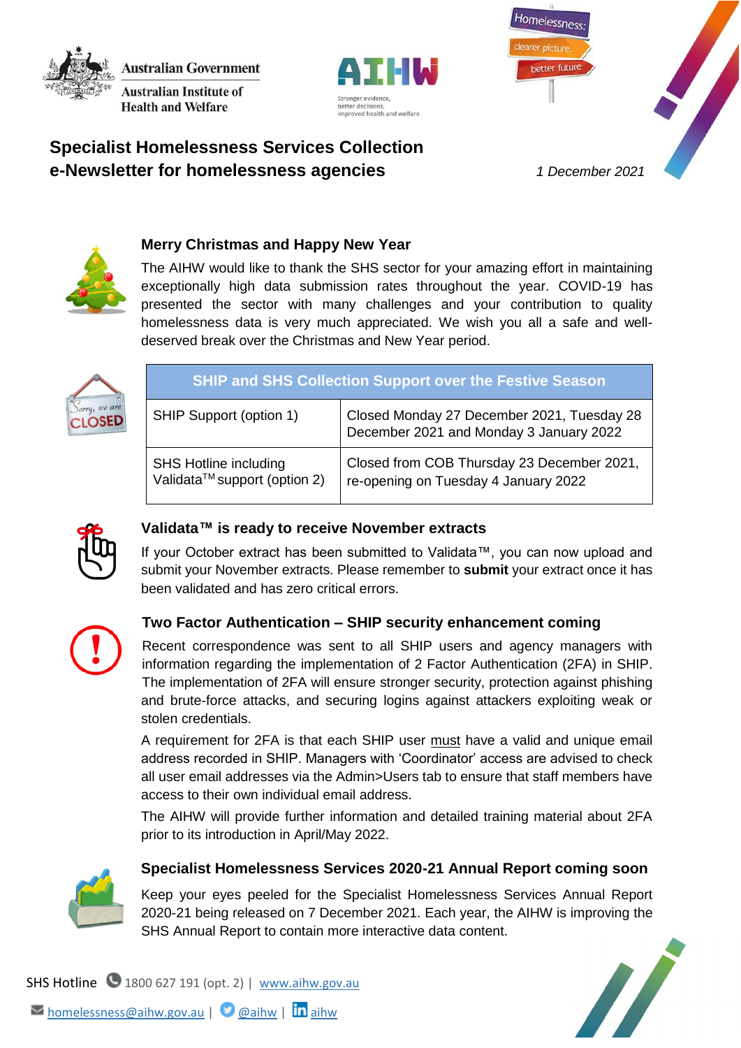Australian Government

Australian Institute of Health and Welfare

# Specialist Homelessness Services Collection
# e-Newsletter for homelessness agencies

*1 December 2021*

## Merry Christmas and Happy New Year

The AIHW would like to thank the SHS sector for your amazing effort in maintaining exceptionally high data submission rates throughout the year. COVID-19 has presented the sector with many challenges and your contribution to quality homelessness data is very much appreciated. We wish you all a safe and well-deserved break over the Christmas and New Year period.

| SHIP and SHS Collection Support over the Festive Season | |
|---|---|
| SHIP Support (option 1) | Closed Monday 27 December 2021, Tuesday 28 December 2021 and Monday 3 January 2022 |
| SHS Hotline including Validata™ support (option 2) | Closed from COB Thursday 23 December 2021, re-opening on Tuesday 4 January 2022 |

## Validata™ is ready to receive November extracts

If your October extract has been submitted to Validata™, you can now upload and submit your November extracts. Please remember to **submit** your extract once it has been validated and has zero critical errors.

## Two Factor Authentication – SHIP security enhancement coming

Recent correspondence was sent to all SHIP users and agency managers with information regarding the implementation of 2 Factor Authentication (2FA) in SHIP. The implementation of 2FA will ensure stronger security, protection against phishing and brute-force attacks, and securing logins against attackers exploiting weak or stolen credentials.

A requirement for 2FA is that each SHIP user must have a valid and unique email address recorded in SHIP. Managers with 'Coordinator' access are advised to check all user email addresses via the Admin>Users tab to ensure that staff members have access to their own individual email address.

The AIHW will provide further information and detailed training material about 2FA prior to its introduction in April/May 2022.

## Specialist Homelessness Services 2020-21 Annual Report coming soon

Keep your eyes peeled for the Specialist Homelessness Services Annual Report 2020-21 being released on 7 December 2021. Each year, the AIHW is improving the SHS Annual Report to contain more interactive data content.

SHS Hotline 1800 627 191 (opt. 2) | www.aihw.gov.au

homelessness@aihw.gov.au | @aihw | aihw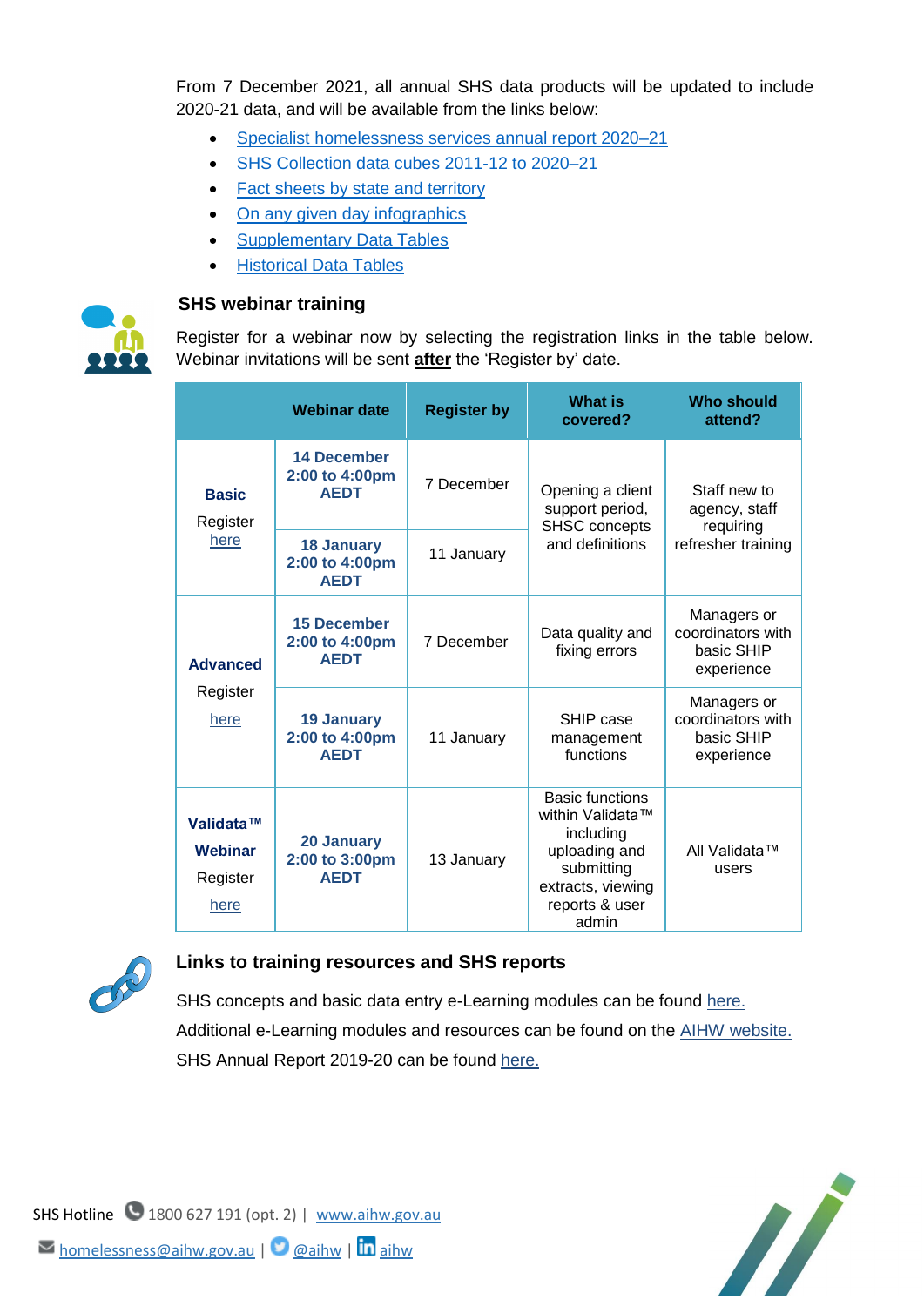From 7 December 2021, all annual SHS data products will be updated to include 2020-21 data, and will be available from the links below:

- Specialist homelessness services annual report 2020–21
- SHS Collection data cubes 2011-12 to 2020–21
- Fact sheets by state and territory
- On any given day infographics
- Supplementary Data Tables
- Historical Data Tables

## SHS webinar training

Register for a webinar now by selecting the registration links in the table below. Webinar invitations will be sent **after** the 'Register by' date.

| | Webinar date | Register by | What is covered? | Who should attend? |
|---|---|---|---|---|
| **Basic** Register here | **14 December 2:00 to 4:00pm AEDT** | 7 December | Opening a client support period, SHSC concepts and definitions | Staff new to agency, staff requiring refresher training |
| | **18 January 2:00 to 4:00pm AEDT** | 11 January | | |
| **Advanced** Register here | **15 December 2:00 to 4:00pm AEDT** | 7 December | Data quality and fixing errors | Managers or coordinators with basic SHIP experience |
| | **19 January 2:00 to 4:00pm AEDT** | 11 January | SHIP case management functions | Managers or coordinators with basic SHIP experience |
| **Validata™ Webinar** Register here | **20 January 2:00 to 3:00pm AEDT** | 13 January | Basic functions within Validata™ including uploading and submitting extracts, viewing reports & user admin | All Validata™ users |

## Links to training resources and SHS reports

SHS concepts and basic data entry e-Learning modules can be found here.

Additional e-Learning modules and resources can be found on the AIHW website.

SHS Annual Report 2019-20 can be found here.

SHS Hotline 1800 627 191 (opt. 2) | www.aihw.gov.au

homelessness@aihw.gov.au | @aihw | aihw